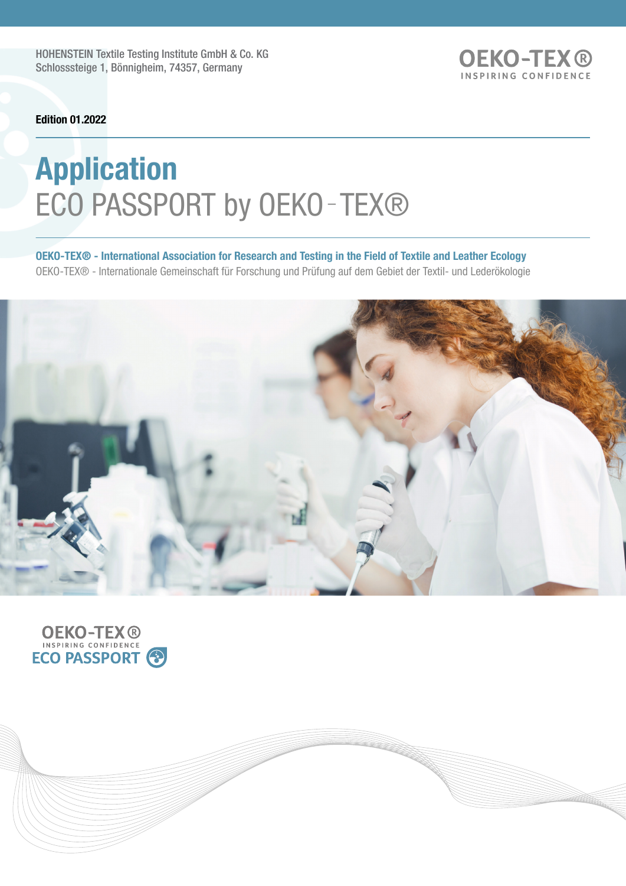HOHENSTEIN Textile Testing Institute GmbH & Co. KG
Schlosssteige 1, Bönnigheim, 74357, Germany

OEKO-TEX®
INSPIRING CONFIDENCE

**Edition 01.2022**

# Application
# ECO PASSPORT by OEKO-TEX®

**OEKO-TEX® - International Association for Research and Testing in the Field of Textile and Leather Ecology**

OEKO-TEX® - Internationale Gemeinschaft für Forschung und Prüfung auf dem Gebiet der Textil- und Lederökologie

OEKO-TEX®
INSPIRING CONFIDENCE
ECO PASSPORT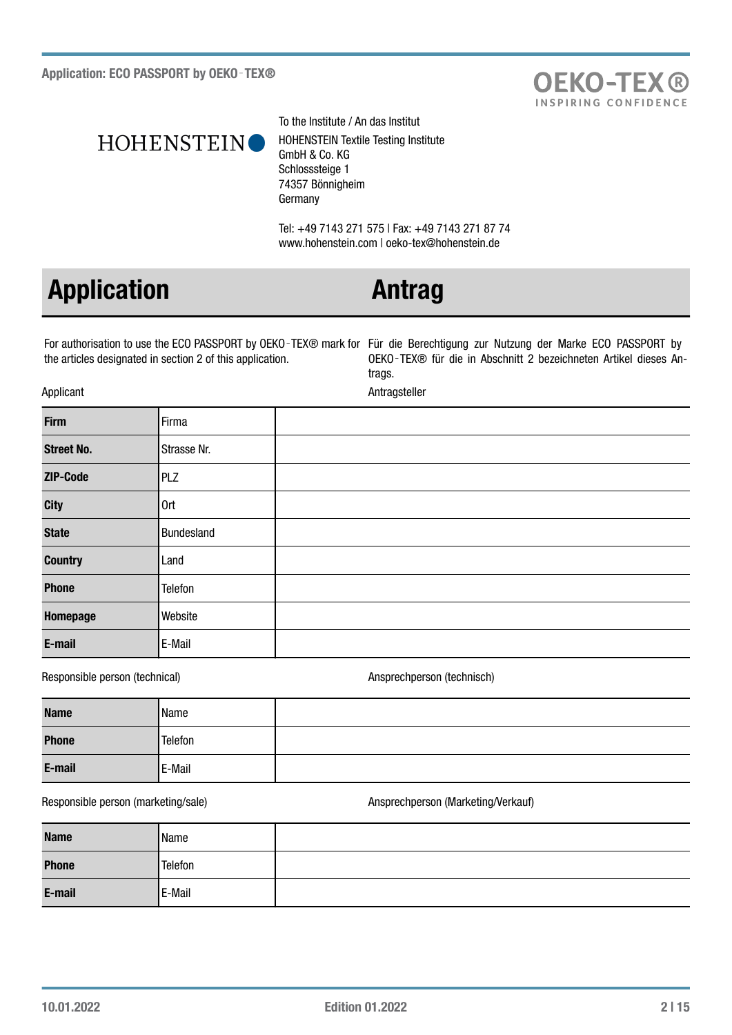To the Institute / An das Institut

HOHENSTEIN Textile Testing Institute
GmbH & Co. KG
Schlosssteige 1
74357 Bönnigheim
Germany

Tel: +49 7143 271 575 | Fax: +49 7143 271 87 74
www.hohenstein.com | oeko-tex@hohenstein.de

# Application / Antrag

For authorisation to use the ECO PASSPORT by OEKO-TEX® mark for the articles designated in section 2 of this application.

Für die Berechtigung zur Nutzung der Marke ECO PASSPORT by OEKO-TEX® für die in Abschnitt 2 bezeichneten Artikel dieses Antrags.

Applicant / Antragsteller

| | | |
|---|---|---|
| **Firm** | Firma | |
| **Street No.** | Strasse Nr. | |
| **ZIP-Code** | PLZ | |
| **City** | Ort | |
| **State** | Bundesland | |
| **Country** | Land | |
| **Phone** | Telefon | |
| **Homepage** | Website | |
| **E-mail** | E-Mail | |

Responsible person (technical) / Ansprechperson (technisch)

| | | |
|---|---|---|
| **Name** | Name | |
| **Phone** | Telefon | |
| **E-mail** | E-Mail | |

Responsible person (marketing/sale) / Ansprechperson (Marketing/Verkauf)

| | | |
|---|---|---|
| **Name** | Name | |
| **Phone** | Telefon | |
| **E-mail** | E-Mail | |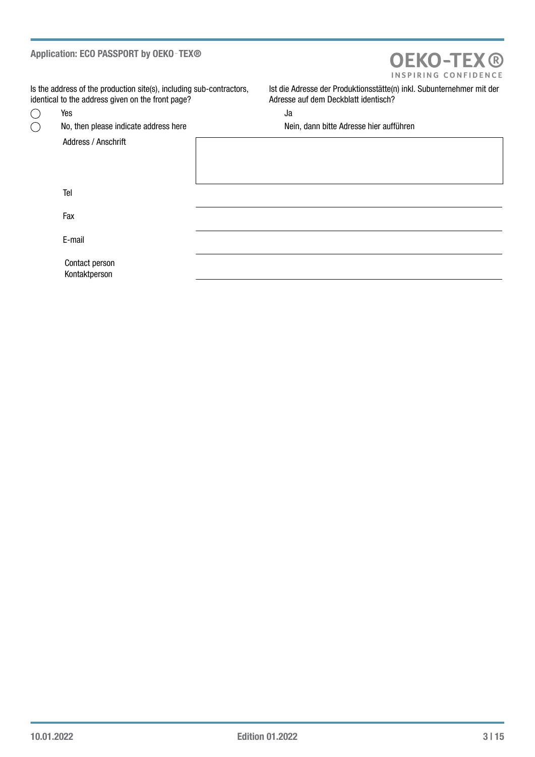Is the address of the production site(s), including sub-contractors, identical to the address given on the front page?

Ist die Adresse der Produktionsstätte(n) inkl. Subunternehmer mit der Adresse auf dem Deckblatt identisch?

- ◯ Yes / Ja
- ◯ No, then please indicate address here / Nein, dann bitte Adresse hier aufführen

| | |
|---|---|
| Address / Anschrift | |
| Tel | |
| Fax | |
| E-mail | |
| Contact person Kontaktperson | |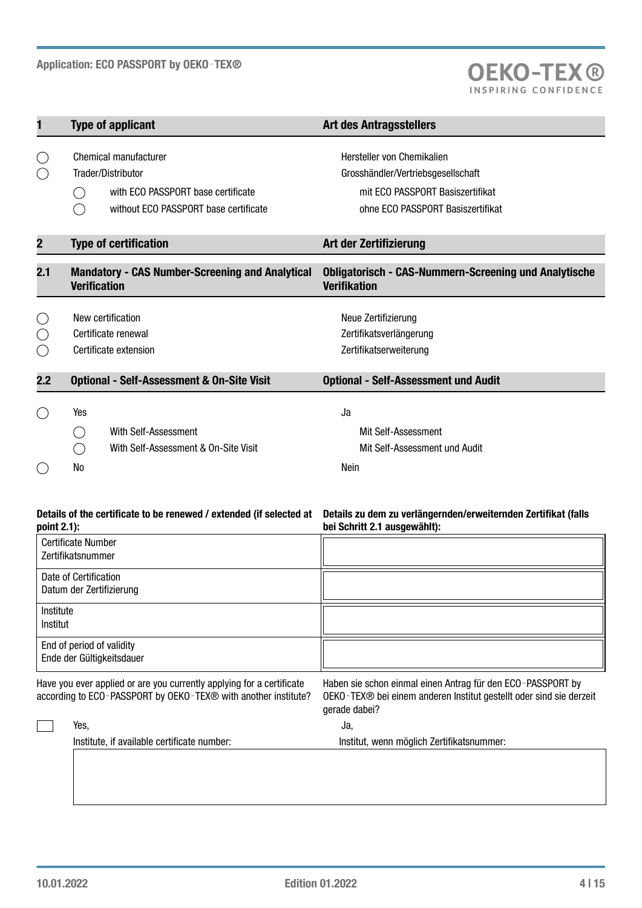| | Type of applicant | Art des Antragsstellers |
|---|---|---|
| **1** | **Type of applicant** | **Art des Antragsstellers** |

- ◯ Chemical manufacturer / Hersteller von Chemikalien
- ◯ Trader/Distributor / Grosshändler/Vertriebsgesellschaft
  - ◯ with ECO PASSPORT base certificate / mit ECO PASSPORT Basiszertifikat
  - ◯ without ECO PASSPORT base certificate / ohne ECO PASSPORT Basiszertifikat

## 2 Type of certification / Art der Zertifizierung

### 2.1 Mandatory - CAS Number-Screening and Analytical Verification / Obligatorisch - CAS-Nummern-Screening und Analytische Verifikation

- ◯ New certification / Neue Zertifizierung
- ◯ Certificate renewal / Zertifikatsverlängerung
- ◯ Certificate extension / Zertifikatserweiterung

### 2.2 Optional - Self-Assessment & On-Site Visit / Optional - Self-Assessment und Audit

- ◯ Yes / Ja
  - ◯ With Self-Assessment / Mit Self-Assessment
  - ◯ With Self-Assessment & On-Site Visit / Mit Self-Assessment und Audit
- ◯ No / Nein

**Details of the certificate to be renewed / extended (if selected at point 2.1):**

**Details zu dem zu verlängernden/erweiternden Zertifikat (falls bei Schritt 2.1 ausgewählt):**

| | |
|---|---|
| Certificate Number<br>Zertifikatsnummer | |
| Date of Certification<br>Datum der Zertifizierung | |
| Institute<br>Institut | |
| End of period of validity<br>Ende der Gültigkeitsdauer | |

Have you ever applied or are you currently applying for a certificate according to ECO‑PASSPORT by OEKO‑TEX® with another institute?

Haben sie schon einmal einen Antrag für den ECO‑PASSPORT by OEKO‑TEX® bei einem anderen Institut gestellt oder sind sie derzeit gerade dabei?

☐ Yes, / Ja,

Institute, if available certificate number: / Institut, wenn möglich Zertifikatsnummer:

| |
|---|
| |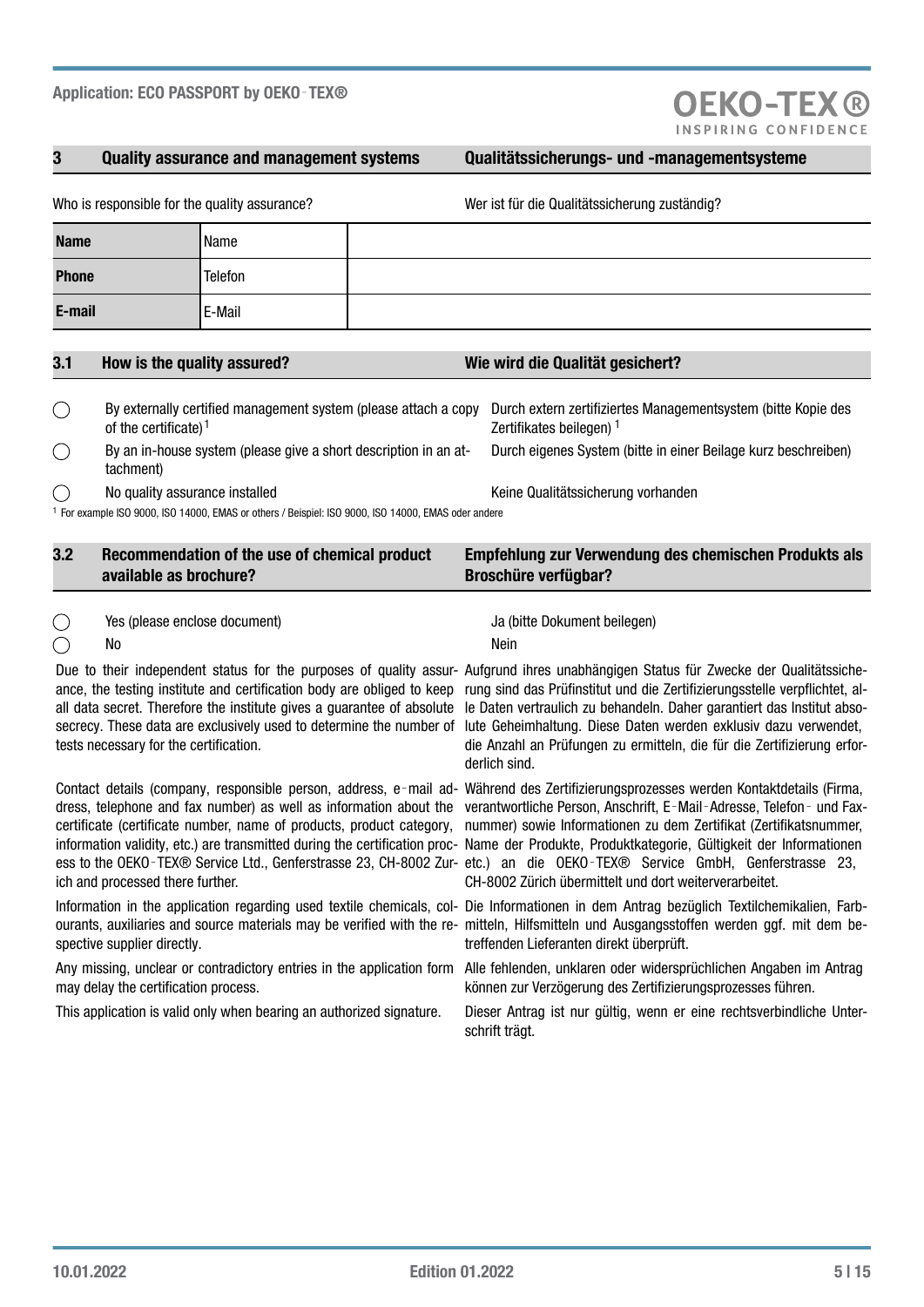## 3 Quality assurance and management systems / Qualitätssicherungs- und -managementsysteme

Who is responsible for the quality assurance? / Wer ist für die Qualitätssicherung zuständig?

| | | |
|---|---|---|
| **Name** | Name | |
| **Phone** | Telefon | |
| **E-mail** | E-Mail | |

### 3.1 How is the quality assured? / Wie wird die Qualität gesichert?

◯ By externally certified management system (please attach a copy of the certificate)[1] / Durch extern zertifiziertes Managementsystem (bitte Kopie des Zertifikates beilegen)[1]

◯ By an in-house system (please give a short description in an attachment) / Durch eigenes System (bitte in einer Beilage kurz beschreiben)

◯ No quality assurance installed / Keine Qualitätssicherung vorhanden

[1] For example ISO 9000, ISO 14000, EMAS or others / Beispiel: ISO 9000, ISO 14000, EMAS oder andere

### 3.2 Recommendation of the use of chemical product available as brochure? / Empfehlung zur Verwendung des chemischen Produkts als Broschüre verfügbar?

◯ Yes (please enclose document) / Ja (bitte Dokument beilegen)

◯ No / Nein

Due to their independent status for the purposes of quality assurance, the testing institute and certification body are obliged to keep all data secret. Therefore the institute gives a guarantee of absolute secrecy. These data are exclusively used to determine the number of tests necessary for the certification.

Aufgrund ihres unabhängigen Status für Zwecke der Qualitätssicherung sind das Prüfinstitut und die Zertifizierungsstelle verpflichtet, alle Daten vertraulich zu behandeln. Daher garantiert das Institut absolute Geheimhaltung. Diese Daten werden exklusiv dazu verwendet, die Anzahl an Prüfungen zu ermitteln, die für die Zertifizierung erforderlich sind.

Contact details (company, responsible person, address, e‑mail address, telephone and fax number) as well as information about the certificate (certificate number, name of products, product category, information validity, etc.) are transmitted during the certification process to the OEKO‑TEX® Service Ltd., Genferstrasse 23, CH-8002 Zurich and processed there further.

Während des Zertifizierungsprozesses werden Kontaktdetails (Firma, verantwortliche Person, Anschrift, E‑Mail‑Adresse, Telefon‑ und Faxnummer) sowie Informationen zu dem Zertifikat (Zertifikatsnummer, Name der Produkte, Produktkategorie, Gültigkeit der Informationen etc.) an die OEKO‑TEX® Service GmbH, Genferstrasse 23, CH-8002 Zürich übermittelt und dort weiterverarbeitet.

Information in the application regarding used textile chemicals, colourants, auxiliaries and source materials may be verified with the respective supplier directly.

Die Informationen in dem Antrag bezüglich Textilchemikalien, Farbmitteln, Hilfsmitteln und Ausgangsstoffen werden ggf. mit dem betreffenden Lieferanten direkt überprüft.

Any missing, unclear or contradictory entries in the application form may delay the certification process.

Alle fehlenden, unklaren oder widersprüchlichen Angaben im Antrag können zur Verzögerung des Zertifizierungsprozesses führen.

This application is valid only when bearing an authorized signature.

Dieser Antrag ist nur gültig, wenn er eine rechtsverbindliche Unterschrift trägt.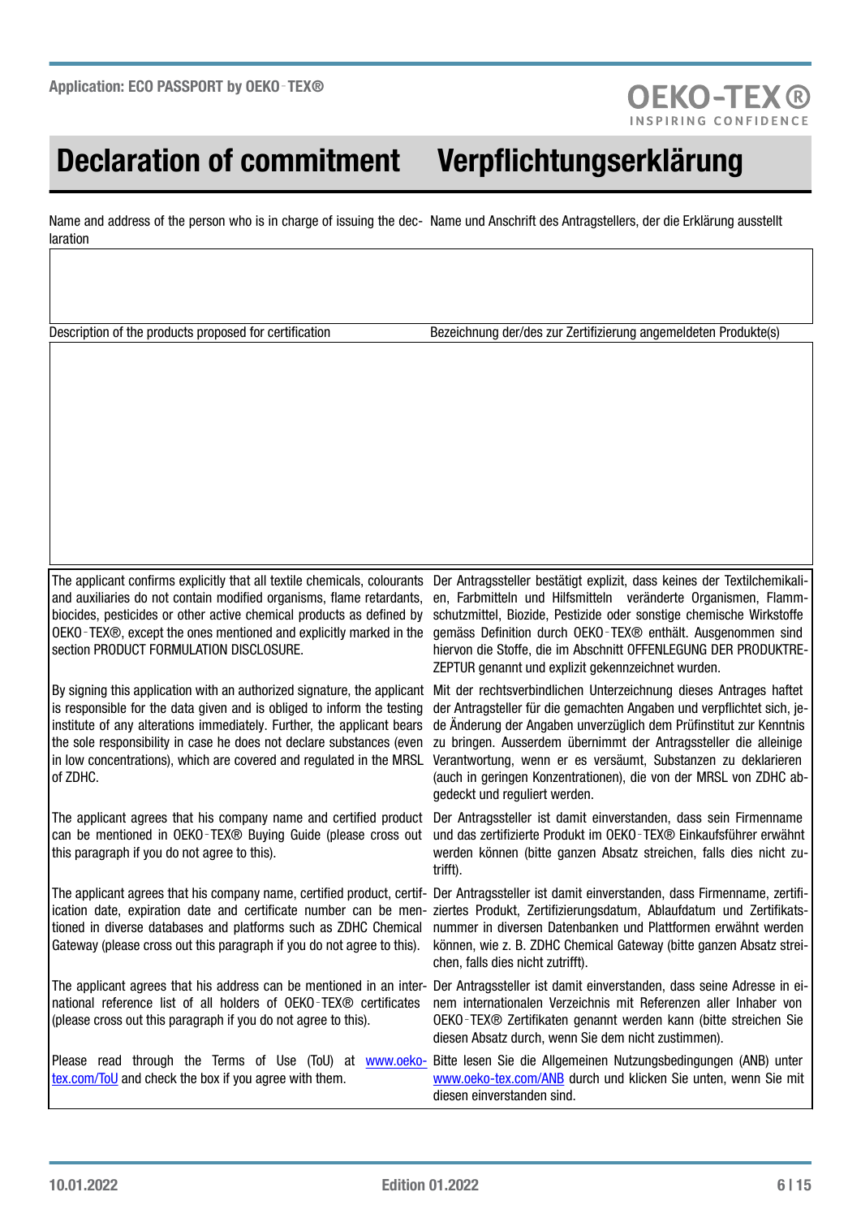# Declaration of commitment | Verpflichtungserklärung

| Name and address of the person who is in charge of issuing the declaration | Name und Anschrift des Antragstellers, der die Erklärung ausstellt |
|---|---|
| | |

| Description of the products proposed for certification | Bezeichnung der/des zur Zertifizierung angemeldeten Produkte(s) |
|---|---|
| | |

| | |
|---|---|
| The applicant confirms explicitly that all textile chemicals, colourants and auxiliaries do not contain modified organisms, flame retardants, biocides, pesticides or other active chemical products as defined by OEKO-TEX®, except the ones mentioned and explicitly marked in the section PRODUCT FORMULATION DISCLOSURE. | Der Antragssteller bestätigt explizit, dass keines der Textilchemikalien, Farbmitteln und Hilfsmitteln veränderte Organismen, Flammschutzmittel, Biozide, Pestizide oder sonstige chemische Wirkstoffe gemäss Definition durch OEKO-TEX® enthält. Ausgenommen sind hiervon die Stoffe, die im Abschnitt OFFENLEGUNG DER PRODUKTREZEPTUR genannt und explizit gekennzeichnet wurden. |
| By signing this application with an authorized signature, the applicant is responsible for the data given and is obliged to inform the testing institute of any alterations immediately. Further, the applicant bears the sole responsibility in case he does not declare substances (even in low concentrations), which are covered and regulated in the MRSL of ZDHC. | Mit der rechtsverbindlichen Unterzeichnung dieses Antrages haftet der Antragsteller für die gemachten Angaben und verpflichtet sich, jede Änderung der Angaben unverzüglich dem Prüfinstitut zur Kenntnis zu bringen. Ausserdem übernimmt der Antragssteller die alleinige Verantwortung, wenn er es versäumt, Substanzen zu deklarieren (auch in geringen Konzentrationen), die von der MRSL von ZDHC abgedeckt und reguliert werden. |
| The applicant agrees that his company name and certified product can be mentioned in OEKO-TEX® Buying Guide (please cross out this paragraph if you do not agree to this). | Der Antragssteller ist damit einverstanden, dass sein Firmenname und das zertifizierte Produkt im OEKO-TEX® Einkaufsführer erwähnt werden können (bitte ganzen Absatz streichen, falls dies nicht zutrifft). |
| The applicant agrees that his company name, certified product, certification date, expiration date and certificate number can be mentioned in diverse databases and platforms such as ZDHC Chemical Gateway (please cross out this paragraph if you do not agree to this). | Der Antragssteller ist damit einverstanden, dass Firmenname, zertifiziertes Produkt, Zertifizierungsdatum, Ablaufdatum und Zertifikatsnummer in diversen Datenbanken und Plattformen erwähnt werden können, wie z. B. ZDHC Chemical Gateway (bitte ganzen Absatz streichen, falls dies nicht zutrifft). |
| The applicant agrees that his address can be mentioned in an international reference list of all holders of OEKO-TEX® certificates (please cross out this paragraph if you do not agree to this). | Der Antragssteller ist damit einverstanden, dass seine Adresse in einem internationalen Verzeichnis mit Referenzen aller Inhaber von OEKO-TEX® Zertifikaten genannt werden kann (bitte streichen Sie diesen Absatz durch, wenn Sie dem nicht zustimmen). |
| Please read through the Terms of Use (ToU) at www.oeko-tex.com/ToU and check the box if you agree with them. | Bitte lesen Sie die Allgemeinen Nutzungsbedingungen (ANB) unter www.oeko-tex.com/ANB durch und klicken Sie unten, wenn Sie mit diesen einverstanden sind. |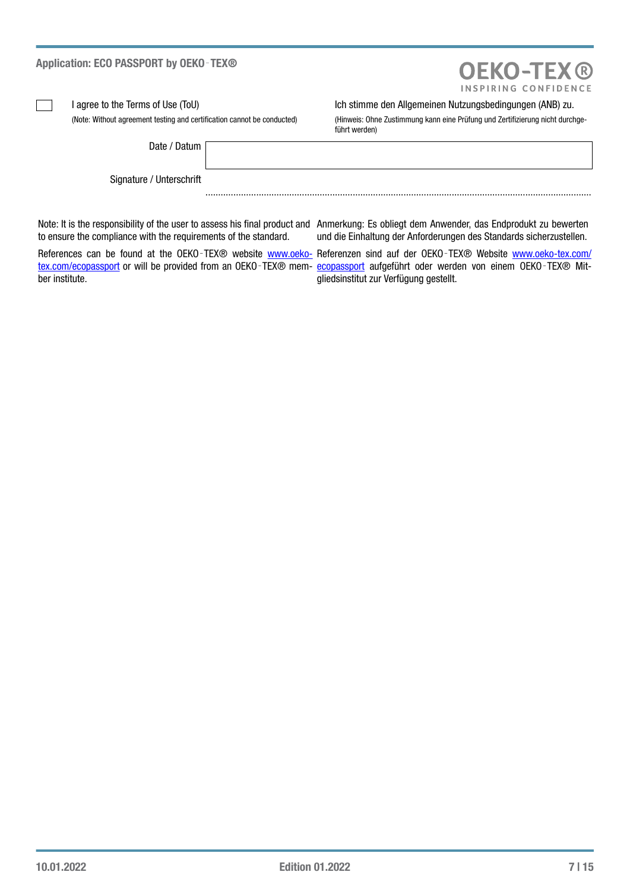- [ ] I agree to the Terms of Use (ToU)

(Note: Without agreement testing and certification cannot be conducted)

Ich stimme den Allgemeinen Nutzungsbedingungen (ANB) zu.

(Hinweis: Ohne Zustimmung kann eine Prüfung und Zertifizierung nicht durchgeführt werden)

Date / Datum

Signature / Unterschrift ..............................................................................................................................................

Note: It is the responsibility of the user to assess his final product and to ensure the compliance with the requirements of the standard.

References can be found at the OEKO-TEX® website www.oeko-tex.com/ecopassport or will be provided from an OEKO-TEX® member institute.

Anmerkung: Es obliegt dem Anwender, das Endprodukt zu bewerten und die Einhaltung der Anforderungen des Standards sicherzustellen.

Referenzen sind auf der OEKO-TEX® Website www.oeko-tex.com/ecopassport aufgeführt oder werden von einem OEKO-TEX® Mitgliedsinstitut zur Verfügung gestellt.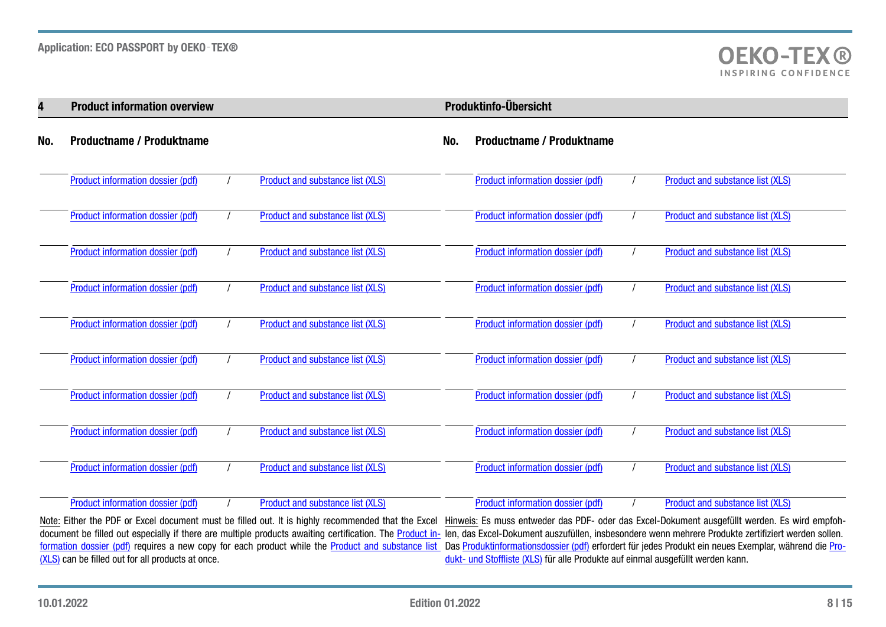## 4 Product information overview — Produktinfo-Übersicht

| No. | Productname / Produktname | | |
|---|---|---|---|
| | Product information dossier (pdf) | / | Product and substance list (XLS) |
| | Product information dossier (pdf) | / | Product and substance list (XLS) |
| | Product information dossier (pdf) | / | Product and substance list (XLS) |
| | Product information dossier (pdf) | / | Product and substance list (XLS) |
| | Product information dossier (pdf) | / | Product and substance list (XLS) |
| | Product information dossier (pdf) | / | Product and substance list (XLS) |
| | Product information dossier (pdf) | / | Product and substance list (XLS) |
| | Product information dossier (pdf) | / | Product and substance list (XLS) |
| | Product information dossier (pdf) | / | Product and substance list (XLS) |
| | Product information dossier (pdf) | / | Product and substance list (XLS) |

| No. | Productname / Produktname | | |
|---|---|---|---|
| | Product information dossier (pdf) | / | Product and substance list (XLS) |
| | Product information dossier (pdf) | / | Product and substance list (XLS) |
| | Product information dossier (pdf) | / | Product and substance list (XLS) |
| | Product information dossier (pdf) | / | Product and substance list (XLS) |
| | Product information dossier (pdf) | / | Product and substance list (XLS) |
| | Product information dossier (pdf) | / | Product and substance list (XLS) |
| | Product information dossier (pdf) | / | Product and substance list (XLS) |
| | Product information dossier (pdf) | / | Product and substance list (XLS) |
| | Product information dossier (pdf) | / | Product and substance list (XLS) |
| | Product information dossier (pdf) | / | Product and substance list (XLS) |

Note: Either the PDF or Excel document must be filled out. It is highly recommended that the Excel document be filled out especially if there are multiple products awaiting certification. The Product information dossier (pdf) requires a new copy for each product while the Product and substance list (XLS) can be filled out for all products at once.

Hinweis: Es muss entweder das PDF- oder das Excel-Dokument ausgefüllt werden. Es wird empfohlen, das Excel-Dokument auszufüllen, insbesondere wenn mehrere Produkte zertifiziert werden sollen. Das Produktinformationsdossier (pdf) erfordert für jedes Produkt ein neues Exemplar, während die Produkt- und Stoffliste (XLS) für alle Produkte auf einmal ausgefüllt werden kann.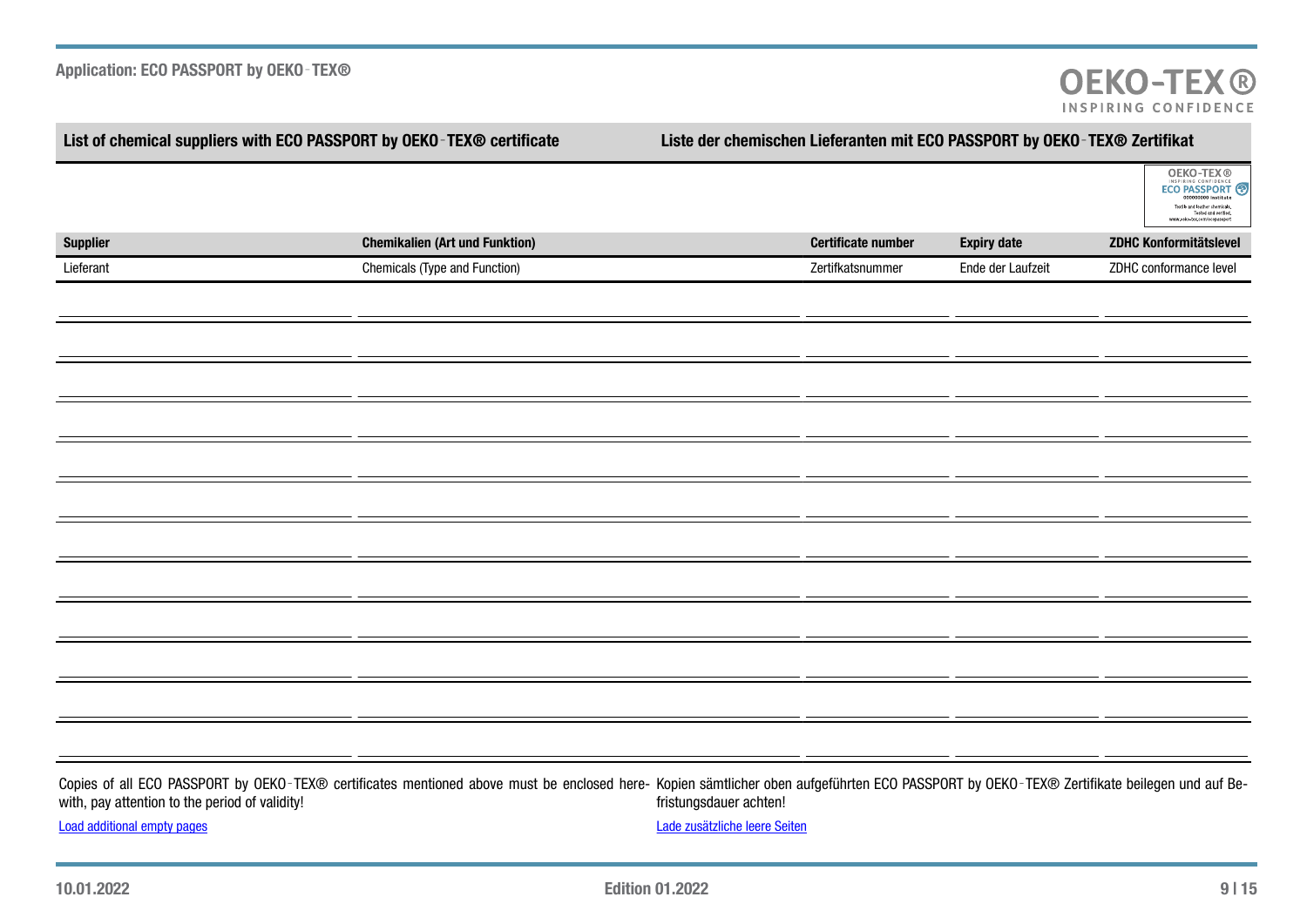## List of chemical suppliers with ECO PASSPORT by OEKO-TEX® certificate

## Liste der chemischen Lieferanten mit ECO PASSPORT by OEKO-TEX® Zertifikat

| **Supplier** | **Chemikalien (Art und Funktion)** | **Certificate number** | **Expiry date** | **ZDHC Konformitätslevel** |
|---|---|---|---|---|
| Lieferant | Chemicals (Type and Function) | Zertifikatsnummer | Ende der Laufzeit | ZDHC conformance level |
| | | | | |
| | | | | |
| | | | | |
| | | | | |
| | | | | |
| | | | | |
| | | | | |
| | | | | |
| | | | | |
| | | | | |
| | | | | |
| | | | | |

Copies of all ECO PASSPORT by OEKO-TEX® certificates mentioned above must be enclosed herewith, pay attention to the period of validity!

[Load additional empty pages]

Kopien sämtlicher oben aufgeführten ECO PASSPORT by OEKO-TEX® Zertifikate beilegen und auf Befristungsdauer achten!

[Lade zusätzliche leere Seiten]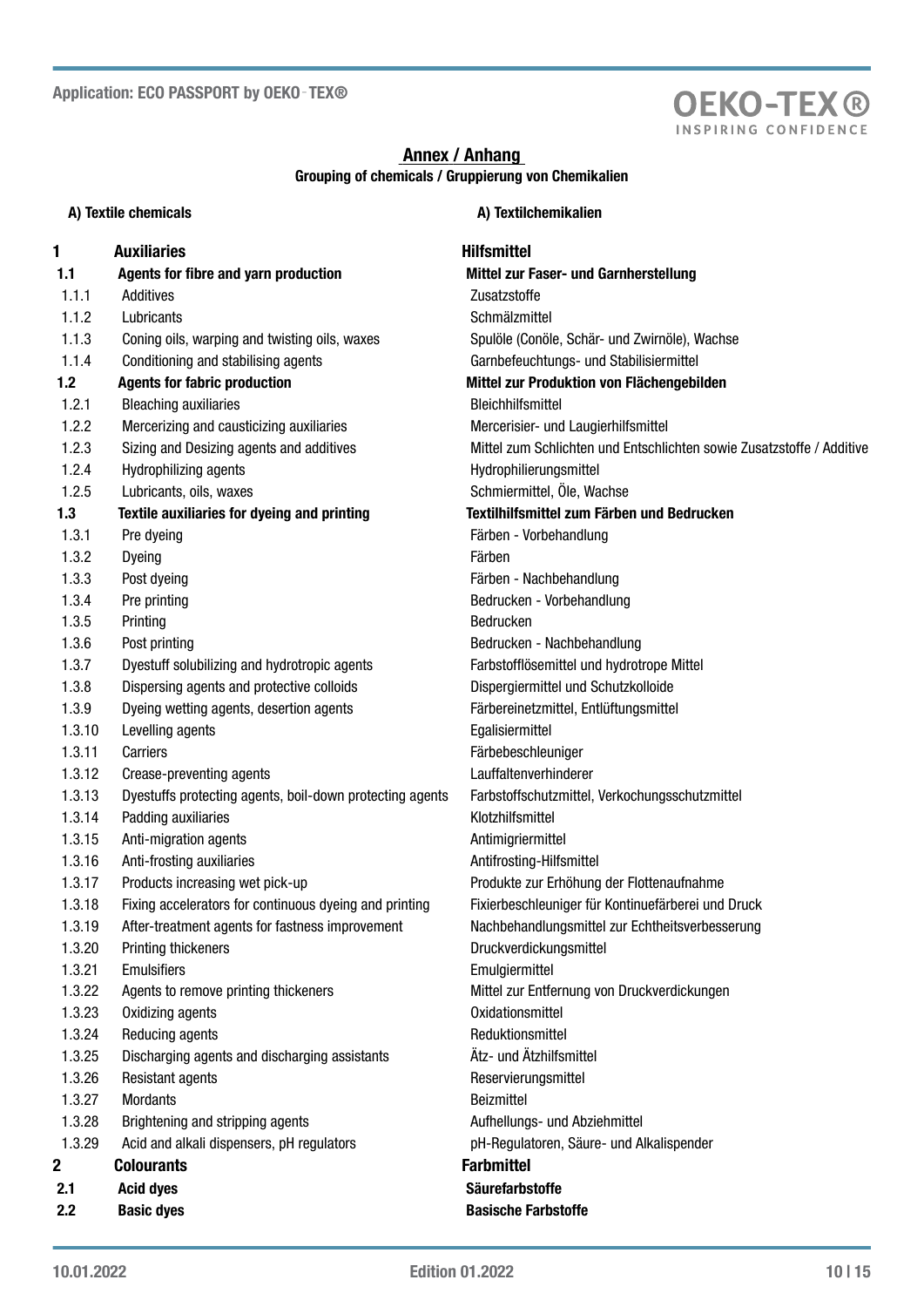## Annex / Anhang

**Grouping of chemicals / Gruppierung von Chemikalien**

| | A) Textile chemicals | A) Textilchemikalien |
|---|---|---|
| **1** | **Auxiliaries** | **Hilfsmittel** |
| **1.1** | **Agents for fibre and yarn production** | **Mittel zur Faser- und Garnherstellung** |
| 1.1.1 | Additives | Zusatzstoffe |
| 1.1.2 | Lubricants | Schmälzmittel |
| 1.1.3 | Coning oils, warping and twisting oils, waxes | Spulöle (Conöle, Schär- und Zwirnöle), Wachse |
| 1.1.4 | Conditioning and stabilising agents | Garnbefeuchtungs- und Stabilisiermittel |
| **1.2** | **Agents for fabric production** | **Mittel zur Produktion von Flächengebilden** |
| 1.2.1 | Bleaching auxiliaries | Bleichhilfsmittel |
| 1.2.2 | Mercerizing and causticizing auxiliaries | Mercerisier- und Laugierhilfsmittel |
| 1.2.3 | Sizing and Desizing agents and additives | Mittel zum Schlichten und Entschlichten sowie Zusatzstoffe / Additive |
| 1.2.4 | Hydrophilizing agents | Hydrophilierungsmittel |
| 1.2.5 | Lubricants, oils, waxes | Schmiermittel, Öle, Wachse |
| **1.3** | **Textile auxiliaries for dyeing and printing** | **Textilhilfsmittel zum Färben und Bedrucken** |
| 1.3.1 | Pre dyeing | Färben - Vorbehandlung |
| 1.3.2 | Dyeing | Färben |
| 1.3.3 | Post dyeing | Färben - Nachbehandlung |
| 1.3.4 | Pre printing | Bedrucken - Vorbehandlung |
| 1.3.5 | Printing | Bedrucken |
| 1.3.6 | Post printing | Bedrucken - Nachbehandlung |
| 1.3.7 | Dyestuff solubilizing and hydrotropic agents | Farbstofflösemittel und hydrotrope Mittel |
| 1.3.8 | Dispersing agents and protective colloids | Dispergiermittel und Schutzkolloide |
| 1.3.9 | Dyeing wetting agents, desertion agents | Färbereinetzmittel, Entlüftungsmittel |
| 1.3.10 | Levelling agents | Egalisiermittel |
| 1.3.11 | Carriers | Färbebeschleuniger |
| 1.3.12 | Crease-preventing agents | Lauffaltenverhinderer |
| 1.3.13 | Dyestuffs protecting agents, boil-down protecting agents | Farbstoffschutzmittel, Verkochungsschutzmittel |
| 1.3.14 | Padding auxiliaries | Klotzhilfsmittel |
| 1.3.15 | Anti-migration agents | Antimigriermittel |
| 1.3.16 | Anti-frosting auxiliaries | Antifrosting-Hilfsmittel |
| 1.3.17 | Products increasing wet pick-up | Produkte zur Erhöhung der Flottenaufnahme |
| 1.3.18 | Fixing accelerators for continuous dyeing and printing | Fixierbeschleuniger für Kontinuefärberei und Druck |
| 1.3.19 | After-treatment agents for fastness improvement | Nachbehandlungsmittel zur Echtheitsverbesserung |
| 1.3.20 | Printing thickeners | Druckverdickungsmittel |
| 1.3.21 | Emulsifiers | Emulgiermittel |
| 1.3.22 | Agents to remove printing thickeners | Mittel zur Entfernung von Druckverdickungen |
| 1.3.23 | Oxidizing agents | Oxidationsmittel |
| 1.3.24 | Reducing agents | Reduktionsmittel |
| 1.3.25 | Discharging agents and discharging assistants | Ätz- und Ätzhilfsmittel |
| 1.3.26 | Resistant agents | Reservierungsmittel |
| 1.3.27 | Mordants | Beizmittel |
| 1.3.28 | Brightening and stripping agents | Aufhellungs- und Abziehmittel |
| 1.3.29 | Acid and alkali dispensers, pH regulators | pH-Regulatoren, Säure- und Alkalispender |
| **2** | **Colourants** | **Farbmittel** |
| **2.1** | **Acid dyes** | **Säurefarbstoffe** |
| **2.2** | **Basic dyes** | **Basische Farbstoffe** |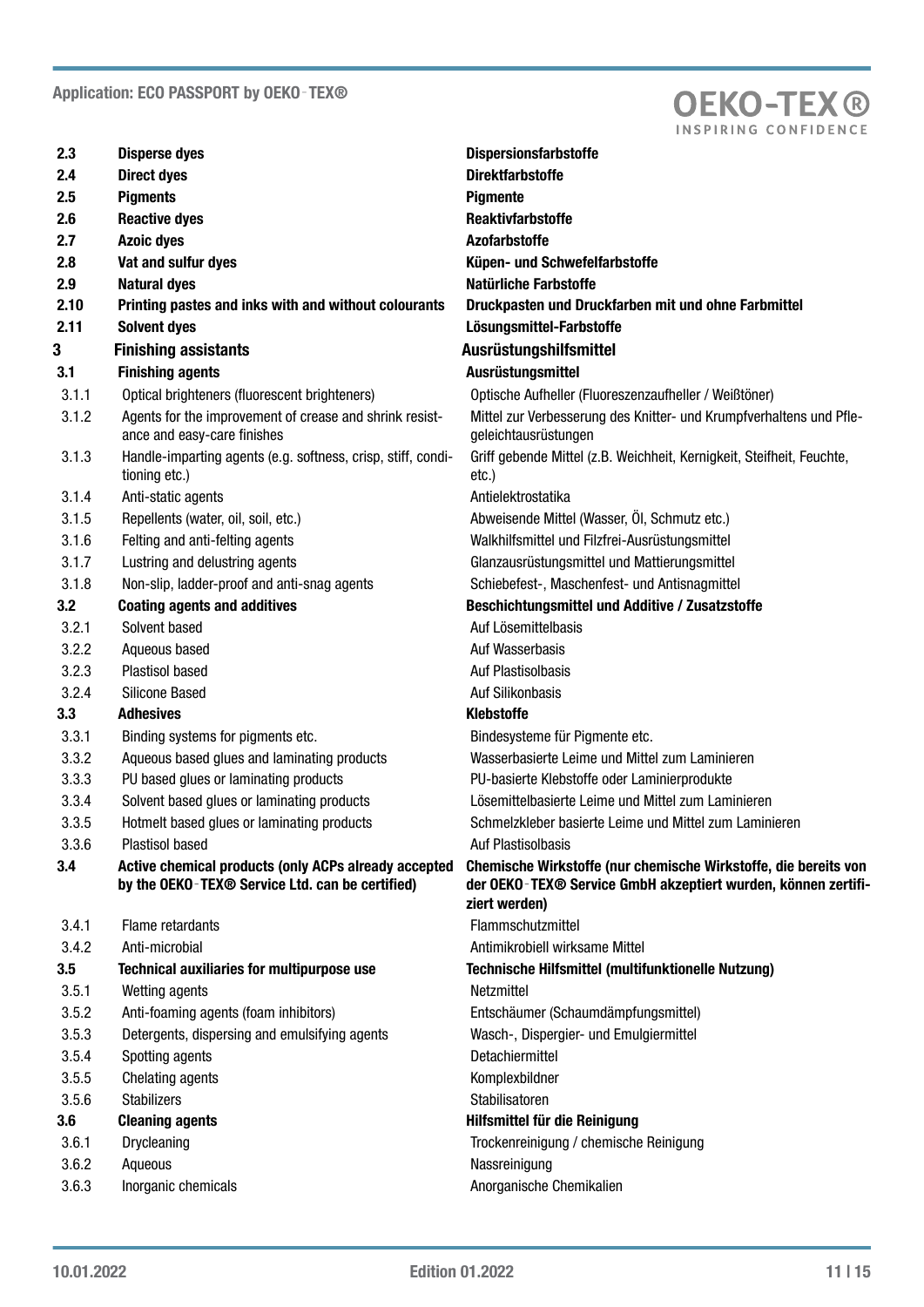| | | |
|---|---|---|
| **2.3** | **Disperse dyes** | **Dispersionsfarbstoffe** |
| **2.4** | **Direct dyes** | **Direktfarbstoffe** |
| **2.5** | **Pigments** | **Pigmente** |
| **2.6** | **Reactive dyes** | **Reaktivfarbstoffe** |
| **2.7** | **Azoic dyes** | **Azofarbstoffe** |
| **2.8** | **Vat and sulfur dyes** | **Küpen- und Schwefelfarbstoffe** |
| **2.9** | **Natural dyes** | **Natürliche Farbstoffe** |
| **2.10** | **Printing pastes and inks with and without colourants** | **Druckpasten und Druckfarben mit und ohne Farbmittel** |
| **2.11** | **Solvent dyes** | **Lösungsmittel-Farbstoffe** |
| **3** | **Finishing assistants** | **Ausrüstungshilfsmittel** |
| **3.1** | **Finishing agents** | **Ausrüstungsmittel** |
| 3.1.1 | Optical brighteners (fluorescent brighteners) | Optische Aufheller (Fluoreszenzaufheller / Weißtöner) |
| 3.1.2 | Agents for the improvement of crease and shrink resistance and easy-care finishes | Mittel zur Verbesserung des Knitter- und Krumpfverhaltens und Pflegeleichtausrüstungen |
| 3.1.3 | Handle-imparting agents (e.g. softness, crisp, stiff, conditioning etc.) | Griff gebende Mittel (z.B. Weichheit, Kernigkeit, Steifheit, Feuchte, etc.) |
| 3.1.4 | Anti-static agents | Antielektrostatika |
| 3.1.5 | Repellents (water, oil, soil, etc.) | Abweisende Mittel (Wasser, Öl, Schmutz etc.) |
| 3.1.6 | Felting and anti-felting agents | Walkhilfsmittel und Filzfrei-Ausrüstungsmittel |
| 3.1.7 | Lustring and delustring agents | Glanzausrüstungsmittel und Mattierungsmittel |
| 3.1.8 | Non-slip, ladder-proof and anti-snag agents | Schiebefest-, Maschenfest- und Antisnagmittel |
| **3.2** | **Coating agents and additives** | **Beschichtungsmittel und Additive / Zusatzstoffe** |
| 3.2.1 | Solvent based | Auf Lösemittelbasis |
| 3.2.2 | Aqueous based | Auf Wasserbasis |
| 3.2.3 | Plastisol based | Auf Plastisolbasis |
| 3.2.4 | Silicone Based | Auf Silikonbasis |
| **3.3** | **Adhesives** | **Klebstoffe** |
| 3.3.1 | Binding systems for pigments etc. | Bindesysteme für Pigmente etc. |
| 3.3.2 | Aqueous based glues and laminating products | Wasserbasierte Leime und Mittel zum Laminieren |
| 3.3.3 | PU based glues or laminating products | PU-basierte Klebstoffe oder Laminierprodukte |
| 3.3.4 | Solvent based glues or laminating products | Lösemittelbasierte Leime und Mittel zum Laminieren |
| 3.3.5 | Hotmelt based glues or laminating products | Schmelzkleber basierte Leime und Mittel zum Laminieren |
| 3.3.6 | Plastisol based | Auf Plastisolbasis |
| **3.4** | **Active chemical products (only ACPs already accepted by the OEKO-TEX® Service Ltd. can be certified)** | **Chemische Wirkstoffe (nur chemische Wirkstoffe, die bereits von der OEKO-TEX® Service GmbH akzeptiert wurden, können zertifiziert werden)** |
| 3.4.1 | Flame retardants | Flammschutzmittel |
| 3.4.2 | Anti-microbial | Antimikrobiell wirksame Mittel |
| **3.5** | **Technical auxiliaries for multipurpose use** | **Technische Hilfsmittel (multifunktionelle Nutzung)** |
| 3.5.1 | Wetting agents | Netzmittel |
| 3.5.2 | Anti-foaming agents (foam inhibitors) | Entschäumer (Schaumdämpfungsmittel) |
| 3.5.3 | Detergents, dispersing and emulsifying agents | Wasch-, Dispergier- und Emulgiermittel |
| 3.5.4 | Spotting agents | Detachiermittel |
| 3.5.5 | Chelating agents | Komplexbildner |
| 3.5.6 | Stabilizers | Stabilisatoren |
| **3.6** | **Cleaning agents** | **Hilfsmittel für die Reinigung** |
| 3.6.1 | Drycleaning | Trockenreinigung / chemische Reinigung |
| 3.6.2 | Aqueous | Nassreinigung |
| 3.6.3 | Inorganic chemicals | Anorganische Chemikalien |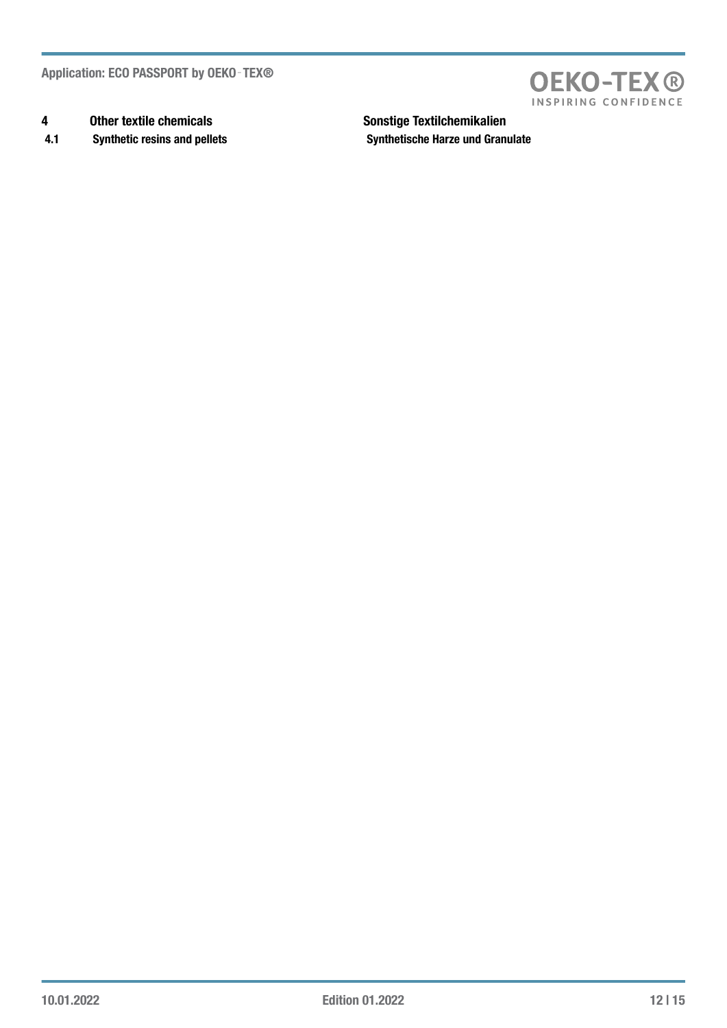| | | |
|---|---|---|
| **4** | **Other textile chemicals** | **Sonstige Textilchemikalien** |
| **4.1** | **Synthetic resins and pellets** | **Synthetische Harze und Granulate** |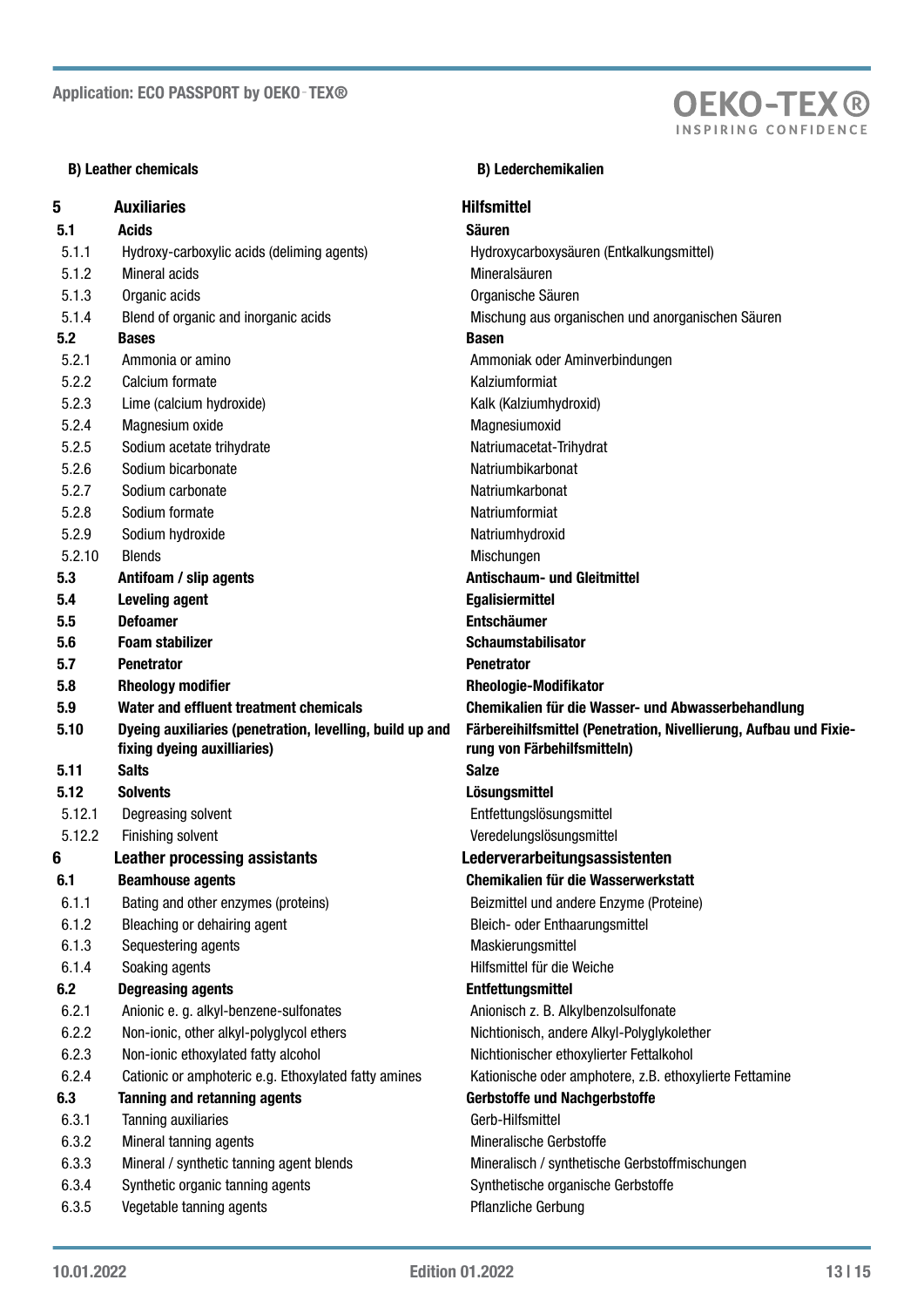| B) Leather chemicals | | B) Lederchemikalien |
|---|---|---|
| **5** | **Auxiliaries** | **Hilfsmittel** |
| **5.1** | **Acids** | **Säuren** |
| 5.1.1 | Hydroxy-carboxylic acids (deliming agents) | Hydroxycarboxysäuren (Entkalkungsmittel) |
| 5.1.2 | Mineral acids | Mineralsäuren |
| 5.1.3 | Organic acids | Organische Säuren |
| 5.1.4 | Blend of organic and inorganic acids | Mischung aus organischen und anorganischen Säuren |
| **5.2** | **Bases** | **Basen** |
| 5.2.1 | Ammonia or amino | Ammoniak oder Aminverbindungen |
| 5.2.2 | Calcium formate | Kalziumformiat |
| 5.2.3 | Lime (calcium hydroxide) | Kalk (Kalziumhydroxid) |
| 5.2.4 | Magnesium oxide | Magnesiumoxid |
| 5.2.5 | Sodium acetate trihydrate | Natriumacetat-Trihydrat |
| 5.2.6 | Sodium bicarbonate | Natriumbikarbonat |
| 5.2.7 | Sodium carbonate | Natriumkarbonat |
| 5.2.8 | Sodium formate | Natriumformiat |
| 5.2.9 | Sodium hydroxide | Natriumhydroxid |
| 5.2.10 | Blends | Mischungen |
| **5.3** | **Antifoam / slip agents** | **Antischaum- und Gleitmittel** |
| **5.4** | **Leveling agent** | **Egalisiermittel** |
| **5.5** | **Defoamer** | **Entschäumer** |
| **5.6** | **Foam stabilizer** | **Schaumstabilisator** |
| **5.7** | **Penetrator** | **Penetrator** |
| **5.8** | **Rheology modifier** | **Rheologie-Modifikator** |
| **5.9** | **Water and effluent treatment chemicals** | **Chemikalien für die Wasser- und Abwasserbehandlung** |
| **5.10** | **Dyeing auxiliaries (penetration, levelling, build up and fixing dyeing auxilliaries)** | **Färbereihilfsmittel (Penetration, Nivellierung, Aufbau und Fixierung von Färbehilfsmitteln)** |
| **5.11** | **Salts** | **Salze** |
| **5.12** | **Solvents** | **Lösungsmittel** |
| 5.12.1 | Degreasing solvent | Entfettungslösungsmittel |
| 5.12.2 | Finishing solvent | Veredelungslösungsmittel |
| **6** | **Leather processing assistants** | **Lederverarbeitungsassistenten** |
| **6.1** | **Beamhouse agents** | **Chemikalien für die Wasserwerkstatt** |
| 6.1.1 | Bating and other enzymes (proteins) | Beizmittel und andere Enzyme (Proteine) |
| 6.1.2 | Bleaching or dehairing agent | Bleich- oder Enthaarungsmittel |
| 6.1.3 | Sequestering agents | Maskierungsmittel |
| 6.1.4 | Soaking agents | Hilfsmittel für die Weiche |
| **6.2** | **Degreasing agents** | **Entfettungsmittel** |
| 6.2.1 | Anionic e. g. alkyl-benzene-sulfonates | Anionisch z. B. Alkylbenzolsulfonate |
| 6.2.2 | Non-ionic, other alkyl-polyglycol ethers | Nichtionisch, andere Alkyl-Polyglykolether |
| 6.2.3 | Non-ionic ethoxylated fatty alcohol | Nichtionischer ethoxylierter Fettalkohol |
| 6.2.4 | Cationic or amphoteric e.g. Ethoxylated fatty amines | Kationische oder amphotere, z.B. ethoxylierte Fettamine |
| **6.3** | **Tanning and retanning agents** | **Gerbstoffe und Nachgerbstoffe** |
| 6.3.1 | Tanning auxiliaries | Gerb-Hilfsmittel |
| 6.3.2 | Mineral tanning agents | Mineralische Gerbstoffe |
| 6.3.3 | Mineral / synthetic tanning agent blends | Mineralisch / synthetische Gerbstoffmischungen |
| 6.3.4 | Synthetic organic tanning agents | Synthetische organische Gerbstoffe |
| 6.3.5 | Vegetable tanning agents | Pflanzliche Gerbung |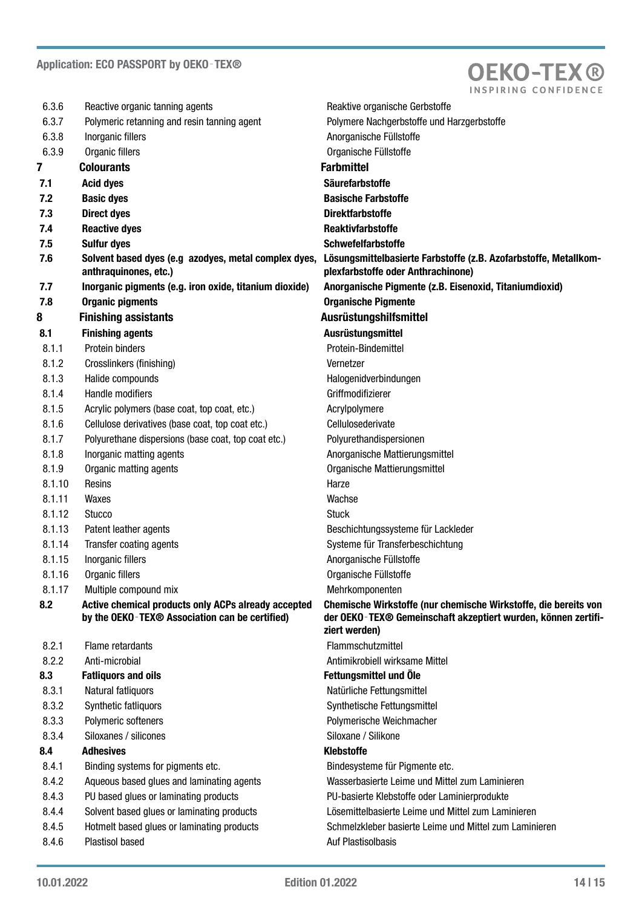| | | |
|---|---|---|
| 6.3.6 | Reactive organic tanning agents | Reaktive organische Gerbstoffe |
| 6.3.7 | Polymeric retanning and resin tanning agent | Polymere Nachgerbstoffe und Harzgerbstoffe |
| 6.3.8 | Inorganic fillers | Anorganische Füllstoffe |
| 6.3.9 | Organic fillers | Organische Füllstoffe |
| **7** | **Colourants** | **Farbmittel** |
| **7.1** | **Acid dyes** | **Säurefarbstoffe** |
| **7.2** | **Basic dyes** | **Basische Farbstoffe** |
| **7.3** | **Direct dyes** | **Direktfarbstoffe** |
| **7.4** | **Reactive dyes** | **Reaktivfarbstoffe** |
| **7.5** | **Sulfur dyes** | **Schwefelfarbstoffe** |
| **7.6** | **Solvent based dyes (e.g azodyes, metal complex dyes, anthraquinones, etc.)** | **Lösungsmittelbasierte Farbstoffe (z.B. Azofarbstoffe, Metallkomplexfarbstoffe oder Anthrachinone)** |
| **7.7** | **Inorganic pigments (e.g. iron oxide, titanium dioxide)** | **Anorganische Pigmente (z.B. Eisenoxid, Titaniumdioxid)** |
| **7.8** | **Organic pigments** | **Organische Pigmente** |
| **8** | **Finishing assistants** | **Ausrüstungshilfsmittel** |
| **8.1** | **Finishing agents** | **Ausrüstungsmittel** |
| 8.1.1 | Protein binders | Protein-Bindemittel |
| 8.1.2 | Crosslinkers (finishing) | Vernetzer |
| 8.1.3 | Halide compounds | Halogenidverbindungen |
| 8.1.4 | Handle modifiers | Griffmodifizierer |
| 8.1.5 | Acrylic polymers (base coat, top coat, etc.) | Acrylpolymere |
| 8.1.6 | Cellulose derivatives (base coat, top coat etc.) | Cellulosederivate |
| 8.1.7 | Polyurethane dispersions (base coat, top coat etc.) | Polyurethandispersionen |
| 8.1.8 | Inorganic matting agents | Anorganische Mattierungsmittel |
| 8.1.9 | Organic matting agents | Organische Mattierungsmittel |
| 8.1.10 | Resins | Harze |
| 8.1.11 | Waxes | Wachse |
| 8.1.12 | Stucco | Stuck |
| 8.1.13 | Patent leather agents | Beschichtungssysteme für Lackleder |
| 8.1.14 | Transfer coating agents | Systeme für Transferbeschichtung |
| 8.1.15 | Inorganic fillers | Anorganische Füllstoffe |
| 8.1.16 | Organic fillers | Organische Füllstoffe |
| 8.1.17 | Multiple compound mix | Mehrkomponenten |
| **8.2** | **Active chemical products only ACPs already accepted by the OEKO-TEX® Association can be certified)** | **Chemische Wirkstoffe (nur chemische Wirkstoffe, die bereits von der OEKO-TEX® Gemeinschaft akzeptiert wurden, können zertifiziert werden)** |
| 8.2.1 | Flame retardants | Flammschutzmittel |
| 8.2.2 | Anti-microbial | Antimikrobiell wirksame Mittel |
| **8.3** | **Fatliquors and oils** | **Fettungsmittel und Öle** |
| 8.3.1 | Natural fatliquors | Natürliche Fettungsmittel |
| 8.3.2 | Synthetic fatliquors | Synthetische Fettungsmittel |
| 8.3.3 | Polymeric softeners | Polymerische Weichmacher |
| 8.3.4 | Siloxanes / silicones | Siloxane / Silikone |
| **8.4** | **Adhesives** | **Klebstoffe** |
| 8.4.1 | Binding systems for pigments etc. | Bindesysteme für Pigmente etc. |
| 8.4.2 | Aqueous based glues and laminating agents | Wasserbasierte Leime und Mittel zum Laminieren |
| 8.4.3 | PU based glues or laminating products | PU-basierte Klebstoffe oder Laminierprodukte |
| 8.4.4 | Solvent based glues or laminating products | Lösemittelbasierte Leime und Mittel zum Laminieren |
| 8.4.5 | Hotmelt based glues or laminating products | Schmelzkleber basierte Leime und Mittel zum Laminieren |
| 8.4.6 | Plastisol based | Auf Plastisolbasis |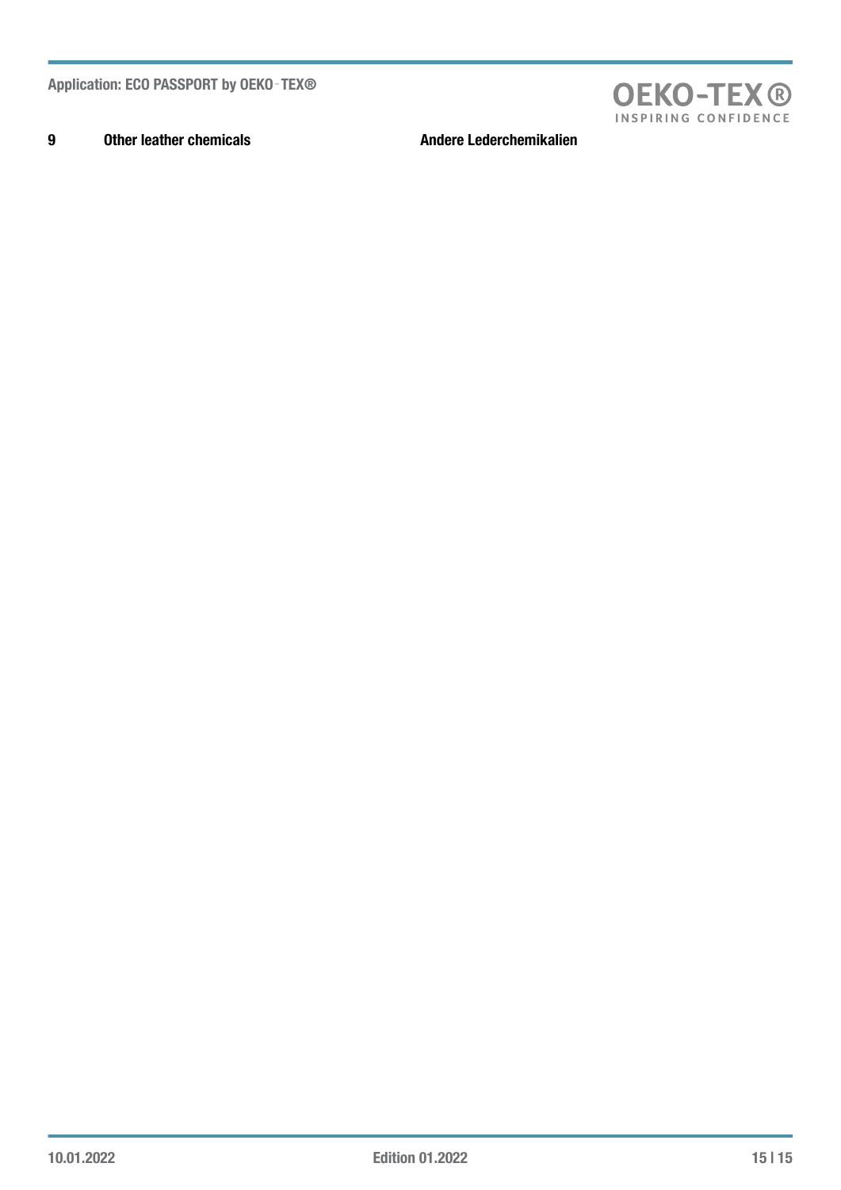| | | |
|---|---|---|
| **9** | **Other leather chemicals** | **Andere Lederchemikalien** |